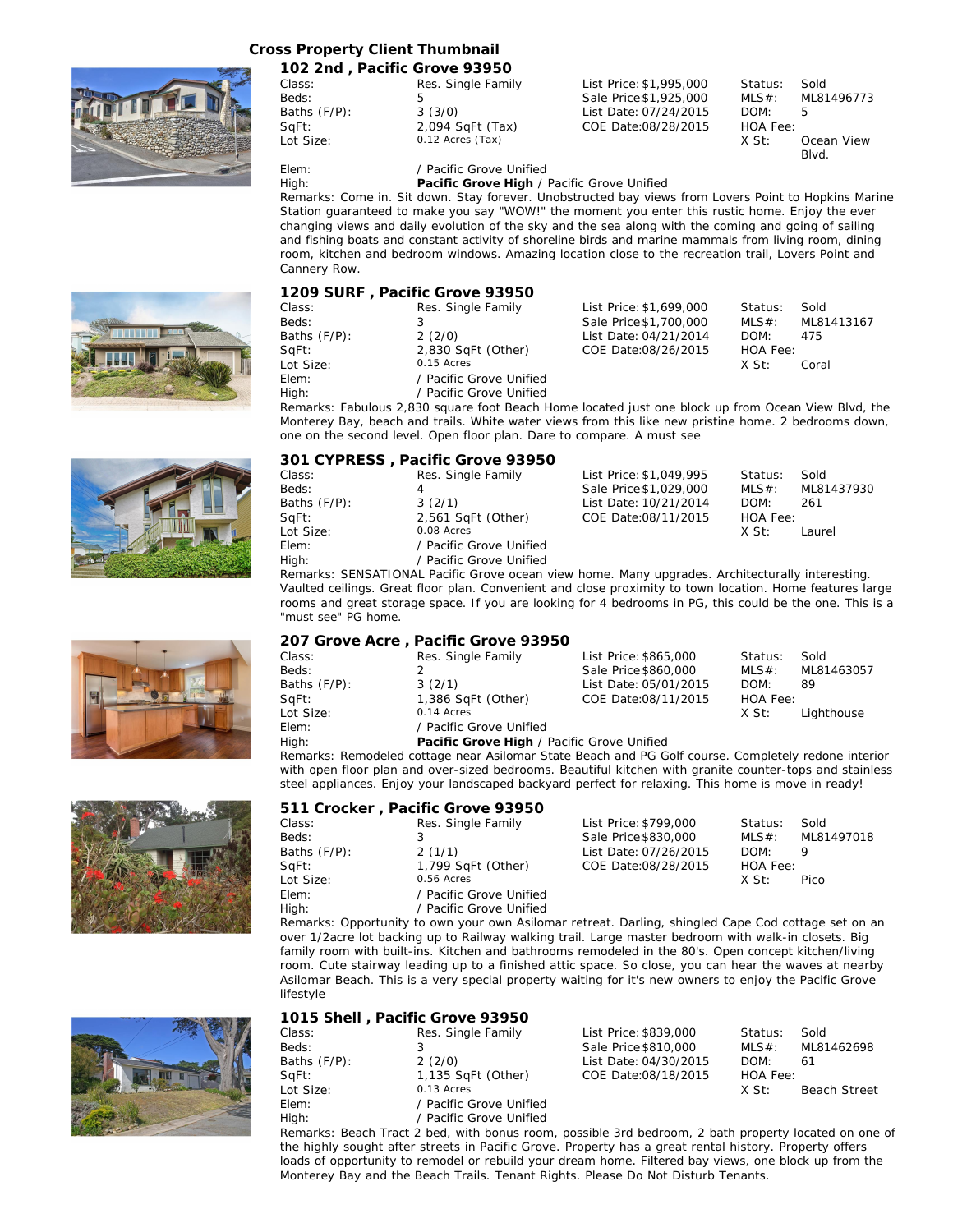# Cross Property Client Thumbnail

## 102 2nd , Pacific Grove 93950

| | | | | | |
|---|---|---|---|---|---|
| Class: | Res. Single Family | List Price: $1,995,000 | | Status: | Sold |
| Beds: | 5 | Sale Price $1,925,000 | | MLS#: | ML81496773 |
| Baths (F/P): | 3 (3/0) | List Date: 07/24/2015 | | DOM: | 5 |
| SqFt: | 2,094 SqFt (Tax) | COE Date: 08/28/2015 | | HOA Fee: | |
| Lot Size: | 0.12 Acres (Tax) | | | X St: | Ocean View Blvd. |
| Elem: | / Pacific Grove Unified | | | | |
| High: | **Pacific Grove High** / Pacific Grove Unified | | | | |

Remarks: Come in. Sit down. Stay forever. Unobstructed bay views from Lovers Point to Hopkins Marine Station guaranteed to make you say "WOW!" the moment you enter this rustic home. Enjoy the ever changing views and daily evolution of the sky and the sea along with the coming and going of sailing and fishing boats and constant activity of shoreline birds and marine mammals from living room, dining room, kitchen and bedroom windows. Amazing location close to the recreation trail, Lovers Point and Cannery Row.

## 1209 SURF , Pacific Grove 93950

| | | | | | |
|---|---|---|---|---|---|
| Class: | Res. Single Family | List Price: $1,699,000 | | Status: | Sold |
| Beds: | 3 | Sale Price $1,700,000 | | MLS#: | ML81413167 |
| Baths (F/P): | 2 (2/0) | List Date: 04/21/2014 | | DOM: | 475 |
| SqFt: | 2,830 SqFt (Other) | COE Date: 08/26/2015 | | HOA Fee: | |
| Lot Size: | 0.15 Acres | | | X St: | Coral |
| Elem: | / Pacific Grove Unified | | | | |
| High: | / Pacific Grove Unified | | | | |

Remarks: Fabulous 2,830 square foot Beach Home located just one block up from Ocean View Blvd, the Monterey Bay, beach and trails. White water views from this like new pristine home. 2 bedrooms down, one on the second level. Open floor plan. Dare to compare. A must see

## 301 CYPRESS , Pacific Grove 93950

| | | | | | |
|---|---|---|---|---|---|
| Class: | Res. Single Family | List Price: $1,049,995 | | Status: | Sold |
| Beds: | 4 | Sale Price $1,029,000 | | MLS#: | ML81437930 |
| Baths (F/P): | 3 (2/1) | List Date: 10/21/2014 | | DOM: | 261 |
| SqFt: | 2,561 SqFt (Other) | COE Date: 08/11/2015 | | HOA Fee: | |
| Lot Size: | 0.08 Acres | | | X St: | Laurel |
| Elem: | / Pacific Grove Unified | | | | |
| High: | / Pacific Grove Unified | | | | |

Remarks: SENSATIONAL Pacific Grove ocean view home. Many upgrades. Architecturally interesting. Vaulted ceilings. Great floor plan. Convenient and close proximity to town location. Home features large rooms and great storage space. If you are looking for 4 bedrooms in PG, this could be the one. This is a "must see" PG home.

## 207 Grove Acre , Pacific Grove 93950

| | | | | | |
|---|---|---|---|---|---|
| Class: | Res. Single Family | List Price: $865,000 | | Status: | Sold |
| Beds: | 2 | Sale Price $860,000 | | MLS#: | ML81463057 |
| Baths (F/P): | 3 (2/1) | List Date: 05/01/2015 | | DOM: | 89 |
| SqFt: | 1,386 SqFt (Other) | COE Date: 08/11/2015 | | HOA Fee: | |
| Lot Size: | 0.14 Acres | | | X St: | Lighthouse |
| Elem: | / Pacific Grove Unified | | | | |
| High: | **Pacific Grove High** / Pacific Grove Unified | | | | |

Remarks: Remodeled cottage near Asilomar State Beach and PG Golf course. Completely redone interior with open floor plan and over-sized bedrooms. Beautiful kitchen with granite counter-tops and stainless steel appliances. Enjoy your landscaped backyard perfect for relaxing. This home is move in ready!

## 511 Crocker , Pacific Grove 93950

| | | | | | |
|---|---|---|---|---|---|
| Class: | Res. Single Family | List Price: $799,000 | | Status: | Sold |
| Beds: | 3 | Sale Price $830,000 | | MLS#: | ML81497018 |
| Baths (F/P): | 2 (1/1) | List Date: 07/26/2015 | | DOM: | 9 |
| SqFt: | 1,799 SqFt (Other) | COE Date: 08/28/2015 | | HOA Fee: | |
| Lot Size: | 0.56 Acres | | | X St: | Pico |
| Elem: | / Pacific Grove Unified | | | | |
| High: | / Pacific Grove Unified | | | | |

Remarks: Opportunity to own your own Asilomar retreat. Darling, shingled Cape Cod cottage set on an over 1/2acre lot backing up to Railway walking trail. Large master bedroom with walk-in closets. Big family room with built-ins. Kitchen and bathrooms remodeled in the 80's. Open concept kitchen/living room. Cute stairway leading up to a finished attic space. So close, you can hear the waves at nearby Asilomar Beach. This is a very special property waiting for it's new owners to enjoy the Pacific Grove lifestyle

## 1015 Shell , Pacific Grove 93950

| | | | | | |
|---|---|---|---|---|---|
| Class: | Res. Single Family | List Price: $839,000 | | Status: | Sold |
| Beds: | 3 | Sale Price $810,000 | | MLS#: | ML81462698 |
| Baths (F/P): | 2 (2/0) | List Date: 04/30/2015 | | DOM: | 61 |
| SqFt: | 1,135 SqFt (Other) | COE Date: 08/18/2015 | | HOA Fee: | |
| Lot Size: | 0.13 Acres | | | X St: | Beach Street |
| Elem: | / Pacific Grove Unified | | | | |
| High: | / Pacific Grove Unified | | | | |

Remarks: Beach Tract 2 bed, with bonus room, possible 3rd bedroom, 2 bath property located on one of the highly sought after streets in Pacific Grove. Property has a great rental history. Property offers loads of opportunity to remodel or rebuild your dream home. Filtered bay views, one block up from the Monterey Bay and the Beach Trails. Tenant Rights. Please Do Not Disturb Tenants.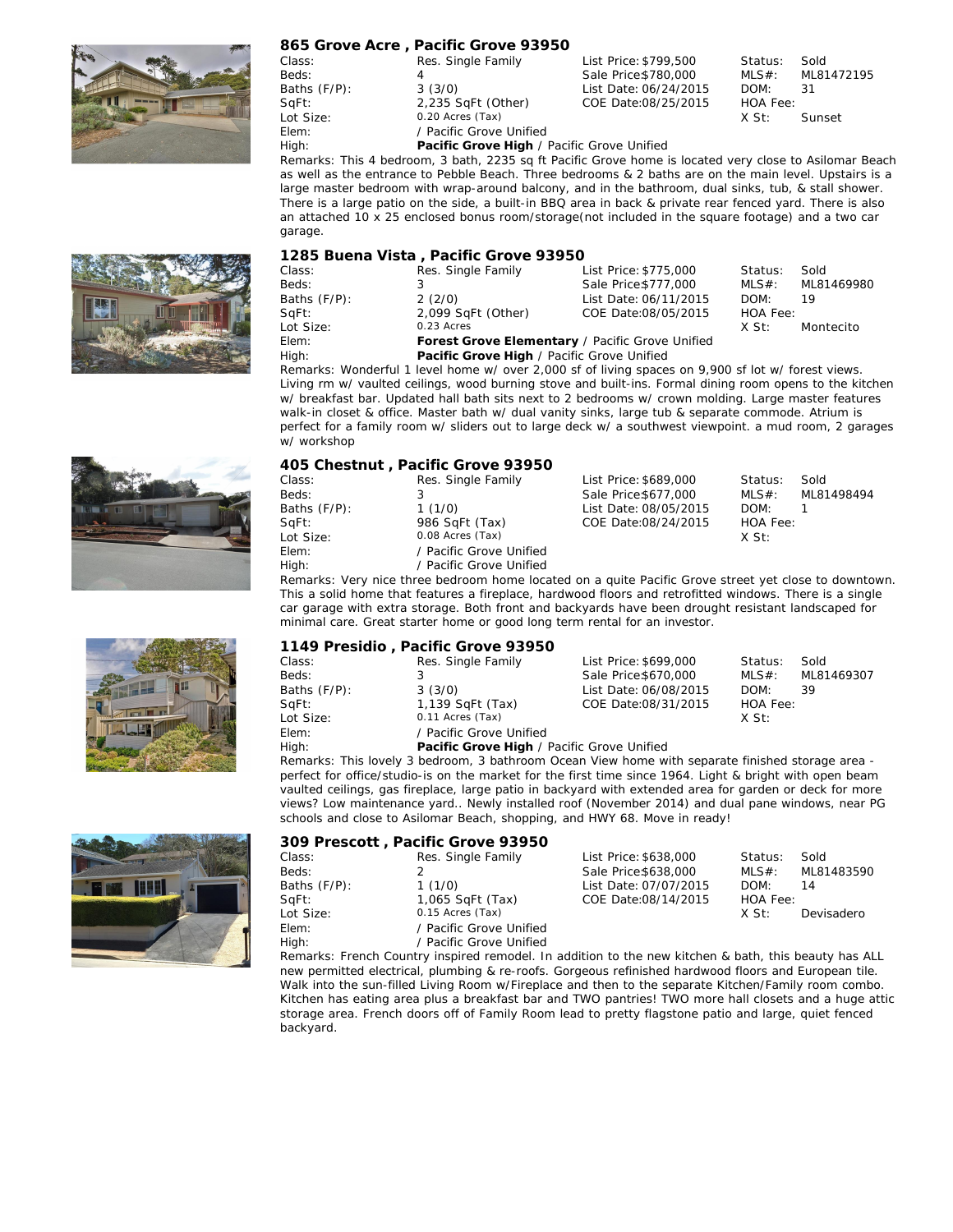## 865 Grove Acre , Pacific Grove 93950

| | | | | | |
|---|---|---|---|---|---|
| Class: | Res. Single Family | List Price: $799,500 | | Status: | Sold |
| Beds: | 4 | Sale Price $780,000 | | MLS#: | ML81472195 |
| Baths (F/P): | 3 (3/0) | List Date: 06/24/2015 | | DOM: | 31 |
| SqFt: | 2,235 SqFt (Other) | COE Date: 08/25/2015 | | HOA Fee: | |
| Lot Size: | 0.20 Acres (Tax) | | | X St: | Sunset |
| Elem: | / Pacific Grove Unified | | | | |
| High: | **Pacific Grove High** / Pacific Grove Unified | | | | |

Remarks: This 4 bedroom, 3 bath, 2235 sq ft Pacific Grove home is located very close to Asilomar Beach as well as the entrance to Pebble Beach. Three bedrooms & 2 baths are on the main level. Upstairs is a large master bedroom with wrap-around balcony, and in the bathroom, dual sinks, tub, & stall shower. There is a large patio on the side, a built-in BBQ area in back & private rear fenced yard. There is also an attached 10 x 25 enclosed bonus room/storage(not included in the square footage) and a two car garage.

## 1285 Buena Vista , Pacific Grove 93950

| | | | | | |
|---|---|---|---|---|---|
| Class: | Res. Single Family | List Price: $775,000 | | Status: | Sold |
| Beds: | 3 | Sale Price $777,000 | | MLS#: | ML81469980 |
| Baths (F/P): | 2 (2/0) | List Date: 06/11/2015 | | DOM: | 19 |
| SqFt: | 2,099 SqFt (Other) | COE Date: 08/05/2015 | | HOA Fee: | |
| Lot Size: | 0.23 Acres | | | X St: | Montecito |
| Elem: | **Forest Grove Elementary** / Pacific Grove Unified | | | | |
| High: | **Pacific Grove High** / Pacific Grove Unified | | | | |

Remarks: Wonderful 1 level home w/ over 2,000 sf of living spaces on 9,900 sf lot w/ forest views. Living rm w/ vaulted ceilings, wood burning stove and built-ins. Formal dining room opens to the kitchen w/ breakfast bar. Updated hall bath sits next to 2 bedrooms w/ crown molding. Large master features walk-in closet & office. Master bath w/ dual vanity sinks, large tub & separate commode. Atrium is perfect for a family room w/ sliders out to large deck w/ a southwest viewpoint. a mud room, 2 garages w/ workshop

## 405 Chestnut , Pacific Grove 93950

| | | | | | |
|---|---|---|---|---|---|
| Class: | Res. Single Family | List Price: $689,000 | | Status: | Sold |
| Beds: | 3 | Sale Price $677,000 | | MLS#: | ML81498494 |
| Baths (F/P): | 1 (1/0) | List Date: 08/05/2015 | | DOM: | 1 |
| SqFt: | 986 SqFt (Tax) | COE Date: 08/24/2015 | | HOA Fee: | |
| Lot Size: | 0.08 Acres (Tax) | | | X St: | |
| Elem: | / Pacific Grove Unified | | | | |
| High: | / Pacific Grove Unified | | | | |

Remarks: Very nice three bedroom home located on a quite Pacific Grove street yet close to downtown. This a solid home that features a fireplace, hardwood floors and retrofitted windows. There is a single car garage with extra storage. Both front and backyards have been drought resistant landscaped for minimal care. Great starter home or good long term rental for an investor.

## 1149 Presidio , Pacific Grove 93950

| | | | | | |
|---|---|---|---|---|---|
| Class: | Res. Single Family | List Price: $699,000 | | Status: | Sold |
| Beds: | 3 | Sale Price $670,000 | | MLS#: | ML81469307 |
| Baths (F/P): | 3 (3/0) | List Date: 06/08/2015 | | DOM: | 39 |
| SqFt: | 1,139 SqFt (Tax) | COE Date: 08/31/2015 | | HOA Fee: | |
| Lot Size: | 0.11 Acres (Tax) | | | X St: | |
| Elem: | / Pacific Grove Unified | | | | |
| High: | **Pacific Grove High** / Pacific Grove Unified | | | | |

Remarks: This lovely 3 bedroom, 3 bathroom Ocean View home with separate finished storage area - perfect for office/studio-is on the market for the first time since 1964. Light & bright with open beam vaulted ceilings, gas fireplace, large patio in backyard with extended area for garden or deck for more views? Low maintenance yard.. Newly installed roof (November 2014) and dual pane windows, near PG schools and close to Asilomar Beach, shopping, and HWY 68. Move in ready!

## 309 Prescott , Pacific Grove 93950

| | | | | | |
|---|---|---|---|---|---|
| Class: | Res. Single Family | List Price: $638,000 | | Status: | Sold |
| Beds: | 2 | Sale Price $638,000 | | MLS#: | ML81483590 |
| Baths (F/P): | 1 (1/0) | List Date: 07/07/2015 | | DOM: | 14 |
| SqFt: | 1,065 SqFt (Tax) | COE Date: 08/14/2015 | | HOA Fee: | |
| Lot Size: | 0.15 Acres (Tax) | | | X St: | Devisadero |
| Elem: | / Pacific Grove Unified | | | | |
| High: | / Pacific Grove Unified | | | | |

Remarks: French Country inspired remodel. In addition to the new kitchen & bath, this beauty has ALL new permitted electrical, plumbing & re-roofs. Gorgeous refinished hardwood floors and European tile. Walk into the sun-filled Living Room w/Fireplace and then to the separate Kitchen/Family room combo. Kitchen has eating area plus a breakfast bar and TWO pantries! TWO more hall closets and a huge attic storage area. French doors off of Family Room lead to pretty flagstone patio and large, quiet fenced backyard.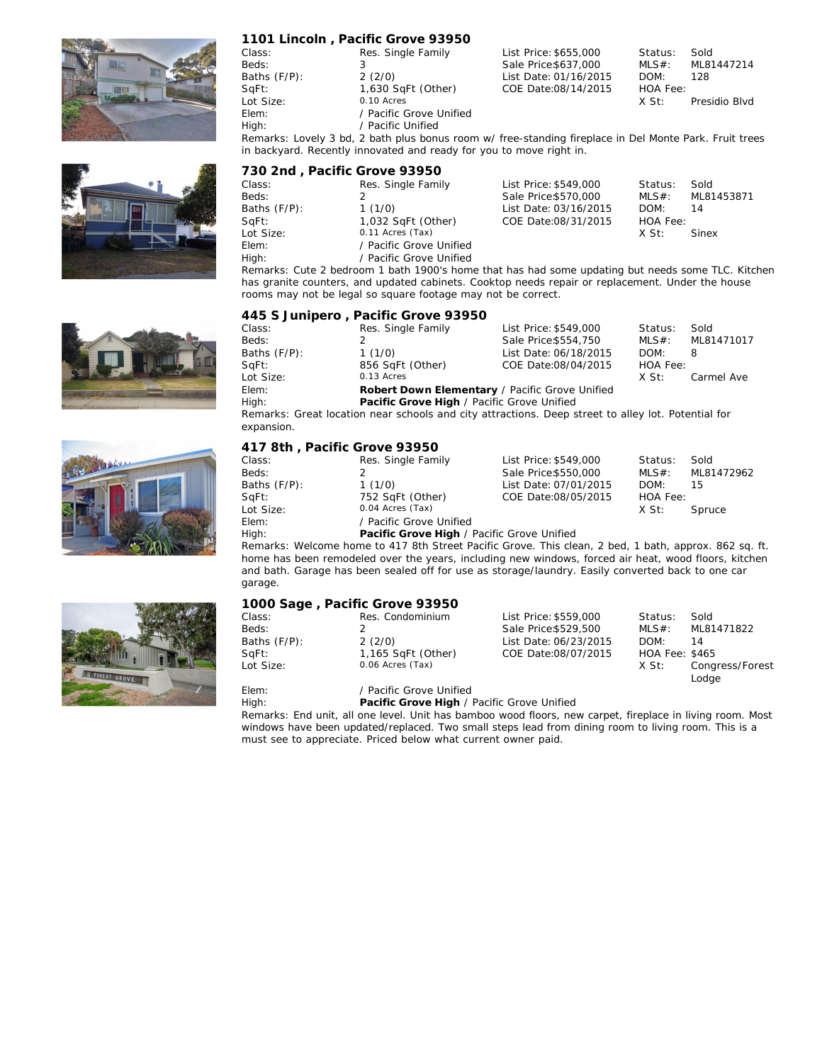## 1101 Lincoln , Pacific Grove 93950

| | | | | | |
|---|---|---|---|---|---|
| Class: | Res. Single Family | List Price: $655,000 | | Status: | Sold |
| Beds: | 3 | Sale Price: | $637,000 | MLS#: | ML81447214 |
| Baths (F/P): | 2 (2/0) | List Date: 01/16/2015 | | DOM: | 128 |
| SqFt: | 1,630 SqFt (Other) | COE Date: | 08/14/2015 | HOA Fee: | |
| Lot Size: | 0.10 Acres | | | X St: | Presidio Blvd |
| Elem: | / Pacific Grove Unified | | | | |
| High: | / Pacific Unified | | | | |

Remarks: Lovely 3 bd, 2 bath plus bonus room w/ free-standing fireplace in Del Monte Park. Fruit trees in backyard. Recently innovated and ready for you to move right in.

## 730 2nd , Pacific Grove 93950

| | | | | | |
|---|---|---|---|---|---|
| Class: | Res. Single Family | List Price: $549,000 | | Status: | Sold |
| Beds: | 2 | Sale Price: | $570,000 | MLS#: | ML81453871 |
| Baths (F/P): | 1 (1/0) | List Date: 03/16/2015 | | DOM: | 14 |
| SqFt: | 1,032 SqFt (Other) | COE Date: | 08/31/2015 | HOA Fee: | |
| Lot Size: | 0.11 Acres (Tax) | | | X St: | Sinex |
| Elem: | / Pacific Grove Unified | | | | |
| High: | / Pacific Grove Unified | | | | |

Remarks: Cute 2 bedroom 1 bath 1900's home that has had some updating but needs some TLC. Kitchen has granite counters, and updated cabinets. Cooktop needs repair or replacement. Under the house rooms may not be legal so square footage may not be correct.

## 445 S Junipero , Pacific Grove 93950

| | | | | | |
|---|---|---|---|---|---|
| Class: | Res. Single Family | List Price: $549,000 | | Status: | Sold |
| Beds: | 2 | Sale Price: | $554,750 | MLS#: | ML81471017 |
| Baths (F/P): | 1 (1/0) | List Date: 06/18/2015 | | DOM: | 8 |
| SqFt: | 856 SqFt (Other) | COE Date: | 08/04/2015 | HOA Fee: | |
| Lot Size: | 0.13 Acres | | | X St: | Carmel Ave |
| Elem: | **Robert Down Elementary** / Pacific Grove Unified | | | | |
| High: | **Pacific Grove High** / Pacific Grove Unified | | | | |

Remarks: Great location near schools and city attractions. Deep street to alley lot. Potential for expansion.

## 417 8th , Pacific Grove 93950

| | | | | | |
|---|---|---|---|---|---|
| Class: | Res. Single Family | List Price: $549,000 | | Status: | Sold |
| Beds: | 2 | Sale Price: | $550,000 | MLS#: | ML81472962 |
| Baths (F/P): | 1 (1/0) | List Date: 07/01/2015 | | DOM: | 15 |
| SqFt: | 752 SqFt (Other) | COE Date: | 08/05/2015 | HOA Fee: | |
| Lot Size: | 0.04 Acres (Tax) | | | X St: | Spruce |
| Elem: | / Pacific Grove Unified | | | | |
| High: | **Pacific Grove High** / Pacific Grove Unified | | | | |

Remarks: Welcome home to 417 8th Street Pacific Grove. This clean, 2 bed, 1 bath, approx. 862 sq. ft. home has been remodeled over the years, including new windows, forced air heat, wood floors, kitchen and bath. Garage has been sealed off for use as storage/laundry. Easily converted back to one car garage.

## 1000 Sage , Pacific Grove 93950

| | | | | | |
|---|---|---|---|---|---|
| Class: | Res. Condominium | List Price: $559,000 | | Status: | Sold |
| Beds: | 2 | Sale Price: | $529,500 | MLS#: | ML81471822 |
| Baths (F/P): | 2 (2/0) | List Date: 06/23/2015 | | DOM: | 14 |
| SqFt: | 1,165 SqFt (Other) | COE Date: | 08/07/2015 | HOA Fee: | $465 |
| Lot Size: | 0.06 Acres (Tax) | | | X St: | Congress/Forest Lodge |
| Elem: | / Pacific Grove Unified | | | | |
| High: | **Pacific Grove High** / Pacific Grove Unified | | | | |

Remarks: End unit, all one level. Unit has bamboo wood floors, new carpet, fireplace in living room. Most windows have been updated/replaced. Two small steps lead from dining room to living room. This is a must see to appreciate. Priced below what current owner paid.